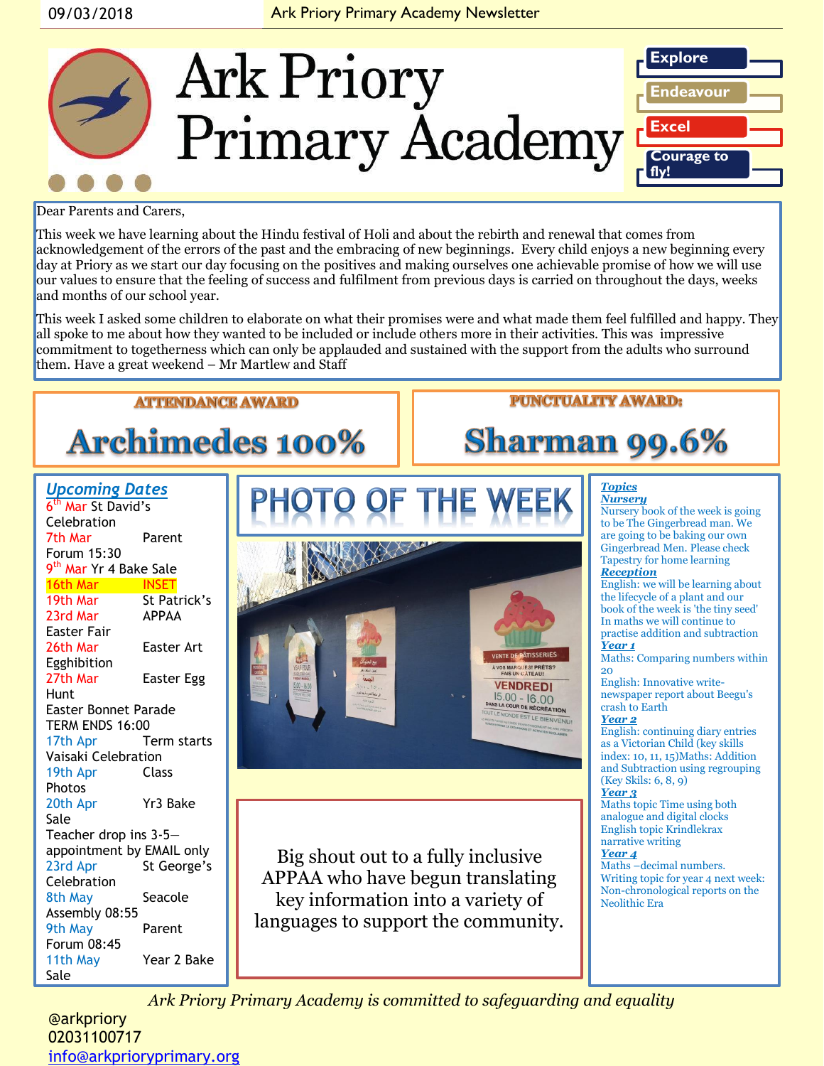09/03/2018 Ark Priory Primary Academy Newsletter

# Ark Priory Primary Academy

**Explore**
**Endeavour**
**Excel**
**Courage to fly!**

Dear Parents and Carers,

This week we have learning about the Hindu festival of Holi and about the rebirth and renewal that comes from acknowledgement of the errors of the past and the embracing of new beginnings. Every child enjoys a new beginning every day at Priory as we start our day focusing on the positives and making ourselves one achievable promise of how we will use our values to ensure that the feeling of success and fulfilment from previous days is carried on throughout the days, weeks and months of our school year.

This week I asked some children to elaborate on what their promises were and what made them feel fulfilled and happy. They all spoke to me about how they wanted to be included or include others more in their activities. This was impressive commitment to togetherness which can only be applauded and sustained with the support from the adults who surround them. Have a great weekend – Mr Martlew and Staff

**ATTENDANCE AWARD**

## Archimedes 100%

**PUNCTUALITY AWARD:**

## Sharman 99.6%

## *Upcoming Dates*

- 6th Mar St David's Celebration
- 7th Mar Parent Forum 15:30
- 9th Mar Yr 4 Bake Sale
- 16th Mar INSET
- 19th Mar St Patrick's
- 23rd Mar APPAA Easter Fair
- 26th Mar Easter Art Egghibition
- 27th Mar Easter Egg Hunt
- Easter Bonnet Parade
- TERM ENDS 16:00
- 17th Apr Term starts Vaisaki Celebration
- 19th Apr Class Photos
- 20th Apr Yr3 Bake Sale
- Teacher drop ins 3-5—appointment by EMAIL only
- 23rd Apr St George's Celebration
- 8th May Seacole Assembly 08:55
- 9th May Parent Forum 08:45
- 11th May Year 2 Bake Sale

## PHOTO OF THE WEEK

Big shout out to a fully inclusive APPAA who have begun translating key information into a variety of languages to support the community.

## *Topics*

***Nursery***
Nursery book of the week is going to be The Gingerbread man. We are going to be baking our own Gingerbread Men. Please check Tapestry for home learning

***Reception***
English: we will be learning about the lifecycle of a plant and our book of the week is 'the tiny seed' In maths we will continue to practise addition and subtraction

***Year 1***
Maths: Comparing numbers within 20
English: Innovative write-newspaper report about Beegu's crash to Earth

***Year 2***
English: continuing diary entries as a Victorian Child (key skills index: 10, 11, 15)Maths: Addition and Subtraction using regrouping (Key Skils: 6, 8, 9)

***Year 3***
Maths topic Time using both analogue and digital clocks
English topic Krindlekrax narrative writing

***Year 4***
Maths –decimal numbers.
Writing topic for year 4 next week: Non-chronological reports on the Neolithic Era

*Ark Priory Primary Academy is committed to safeguarding and equality*

@arkpriory
02031100717
info@arkprioryprimary.org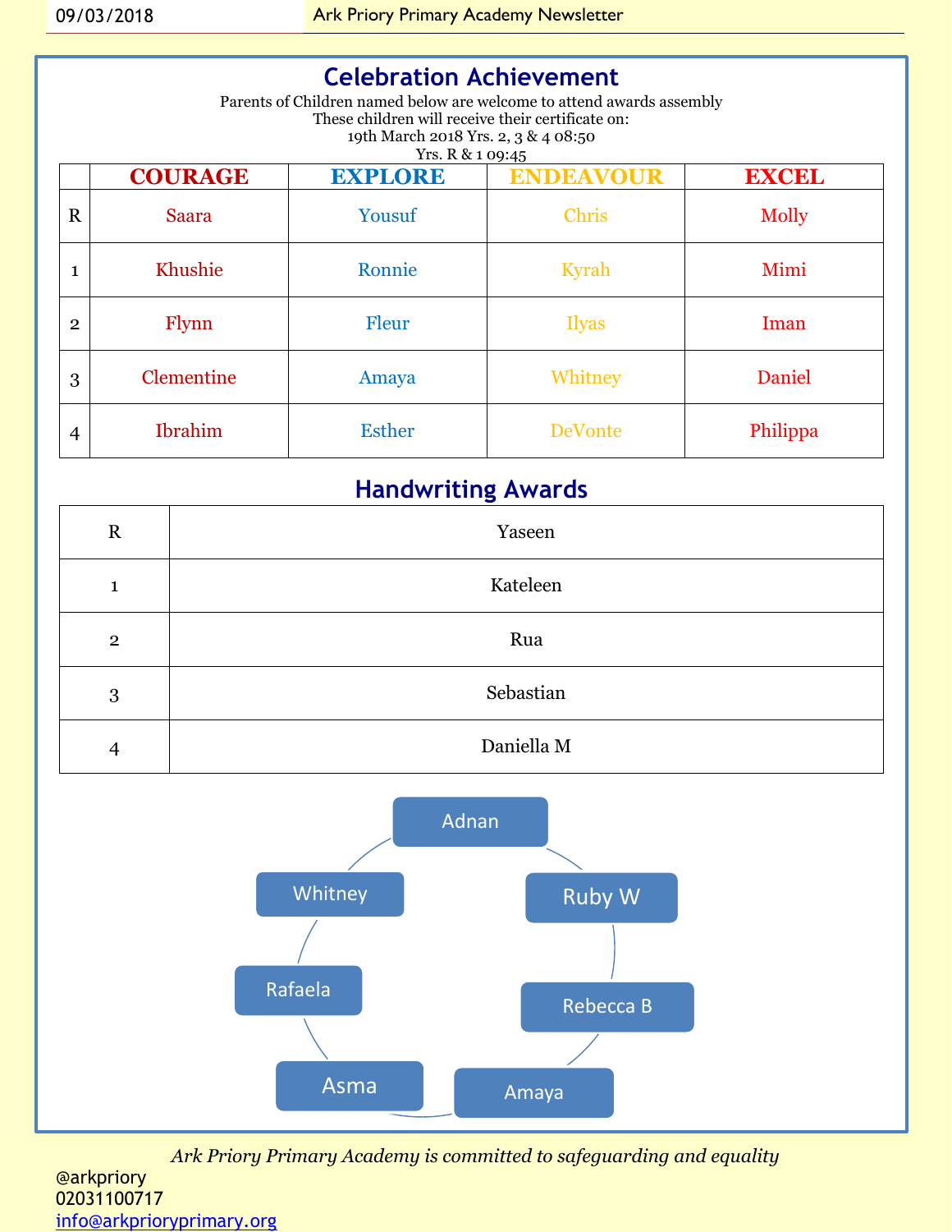## Celebration Achievement

Parents of Children named below are welcome to attend awards assembly
These children will receive their certificate on:
19th March 2018 Yrs. 2, 3 & 4 08:50
Yrs. R & 1 09:45

| | COURAGE | EXPLORE | ENDEAVOUR | EXCEL |
|---|---|---|---|---|
| R | Saara | Yousuf | Chris | Molly |
| 1 | Khushie | Ronnie | Kyrah | Mimi |
| 2 | Flynn | Fleur | Ilyas | Iman |
| 3 | Clementine | Amaya | Whitney | Daniel |
| 4 | Ibrahim | Esther | DeVonte | Philippa |

## Handwriting Awards

| | |
|---|---|
| R | Yaseen |
| 1 | Kateleen |
| 2 | Rua |
| 3 | Sebastian |
| 4 | Daniella M |

Adnan
Ruby W
Rebecca B
Amaya
Asma
Rafaela
Whitney

*Ark Priory Primary Academy is committed to safeguarding and equality*

@arkpriory
02031100717
info@arkprioryprimary.org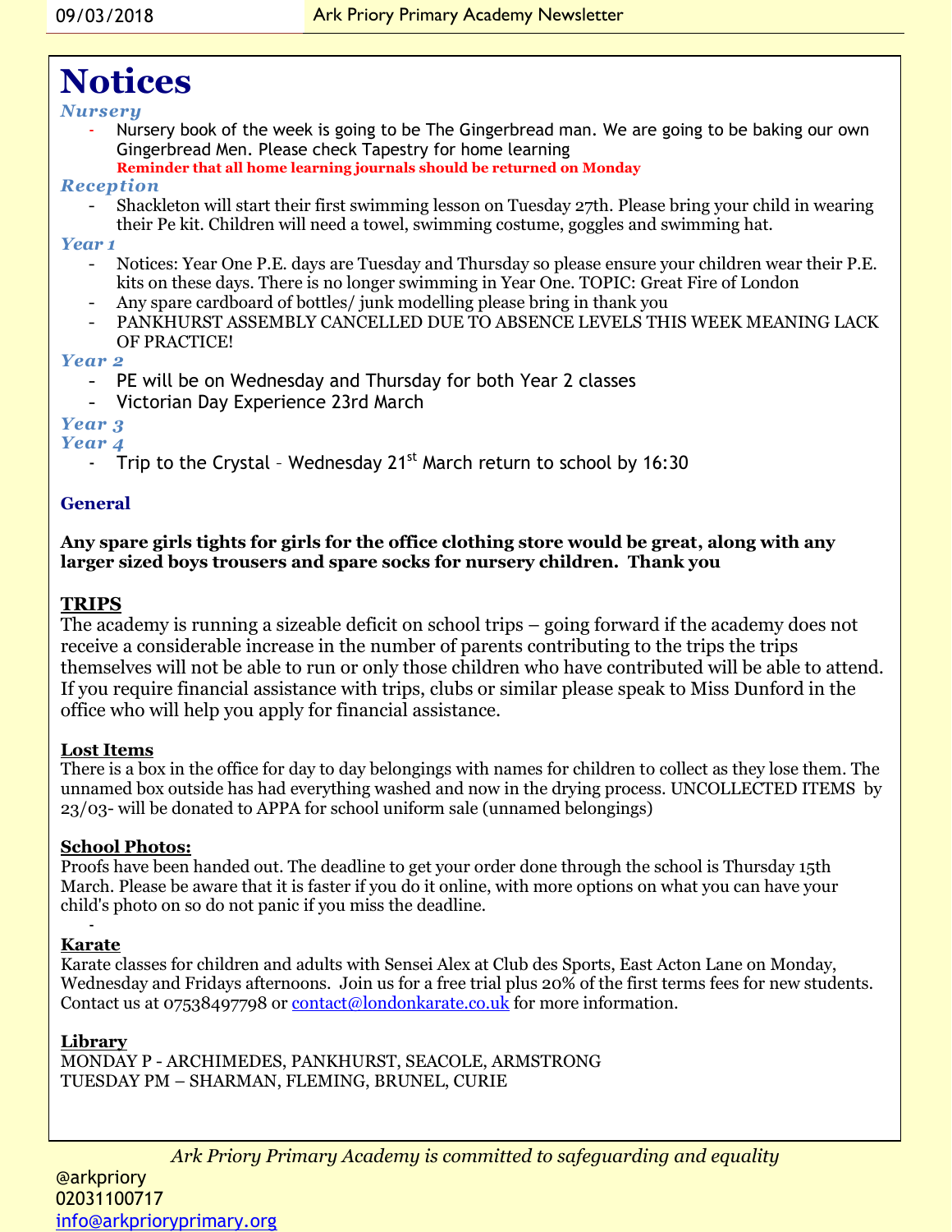# Notices

### *Nursery*

- Nursery book of the week is going to be The Gingerbread man. We are going to be baking our own Gingerbread Men. Please check Tapestry for home learning
  **Reminder that all home learning journals should be returned on Monday**

### *Reception*

- Shackleton will start their first swimming lesson on Tuesday 27th. Please bring your child in wearing their Pe kit. Children will need a towel, swimming costume, goggles and swimming hat.

### *Year 1*

- Notices: Year One P.E. days are Tuesday and Thursday so please ensure your children wear their P.E. kits on these days. There is no longer swimming in Year One. TOPIC: Great Fire of London
- Any spare cardboard of bottles/ junk modelling please bring in thank you
- PANKHURST ASSEMBLY CANCELLED DUE TO ABSENCE LEVELS THIS WEEK MEANING LACK OF PRACTICE!

### *Year 2*

- PE will be on Wednesday and Thursday for both Year 2 classes
- Victorian Day Experience 23rd March

### *Year 3*

### *Year 4*

- Trip to the Crystal – Wednesday 21st March return to school by 16:30

### General

**Any spare girls tights for girls for the office clothing store would be great, along with any larger sized boys trousers and spare socks for nursery children. Thank you**

### TRIPS

The academy is running a sizeable deficit on school trips – going forward if the academy does not receive a considerable increase in the number of parents contributing to the trips the trips themselves will not be able to run or only those children who have contributed will be able to attend. If you require financial assistance with trips, clubs or similar please speak to Miss Dunford in the office who will help you apply for financial assistance.

### Lost Items

There is a box in the office for day to day belongings with names for children to collect as they lose them. The unnamed box outside has had everything washed and now in the drying process. UNCOLLECTED ITEMS by 23/03- will be donated to APPA for school uniform sale (unnamed belongings)

### School Photos:

Proofs have been handed out. The deadline to get your order done through the school is Thursday 15th March. Please be aware that it is faster if you do it online, with more options on what you can have your child's photo on so do not panic if you miss the deadline.

### Karate

Karate classes for children and adults with Sensei Alex at Club des Sports, East Acton Lane on Monday, Wednesday and Fridays afternoons. Join us for a free trial plus 20% of the first terms fees for new students. Contact us at 07538497798 or contact@londonkarate.co.uk for more information.

### Library

MONDAY P - ARCHIMEDES, PANKHURST, SEACOLE, ARMSTRONG
TUESDAY PM – SHARMAN, FLEMING, BRUNEL, CURIE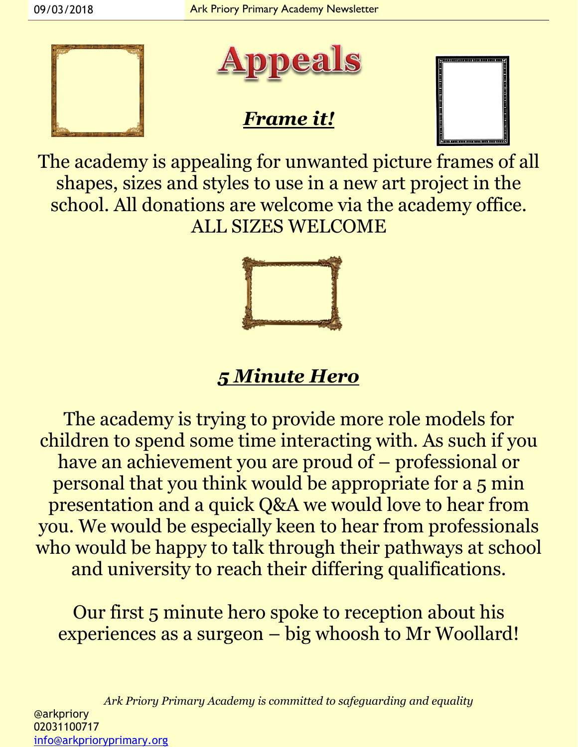# Appeals

## ***Frame it!***

The academy is appealing for unwanted picture frames of all shapes, sizes and styles to use in a new art project in the school. All donations are welcome via the academy office. ALL SIZES WELCOME

## ***5 Minute Hero***

The academy is trying to provide more role models for children to spend some time interacting with. As such if you have an achievement you are proud of – professional or personal that you think would be appropriate for a 5 min presentation and a quick Q&A we would love to hear from you. We would be especially keen to hear from professionals who would be happy to talk through their pathways at school and university to reach their differing qualifications.

Our first 5 minute hero spoke to reception about his experiences as a surgeon – big whoosh to Mr Woollard!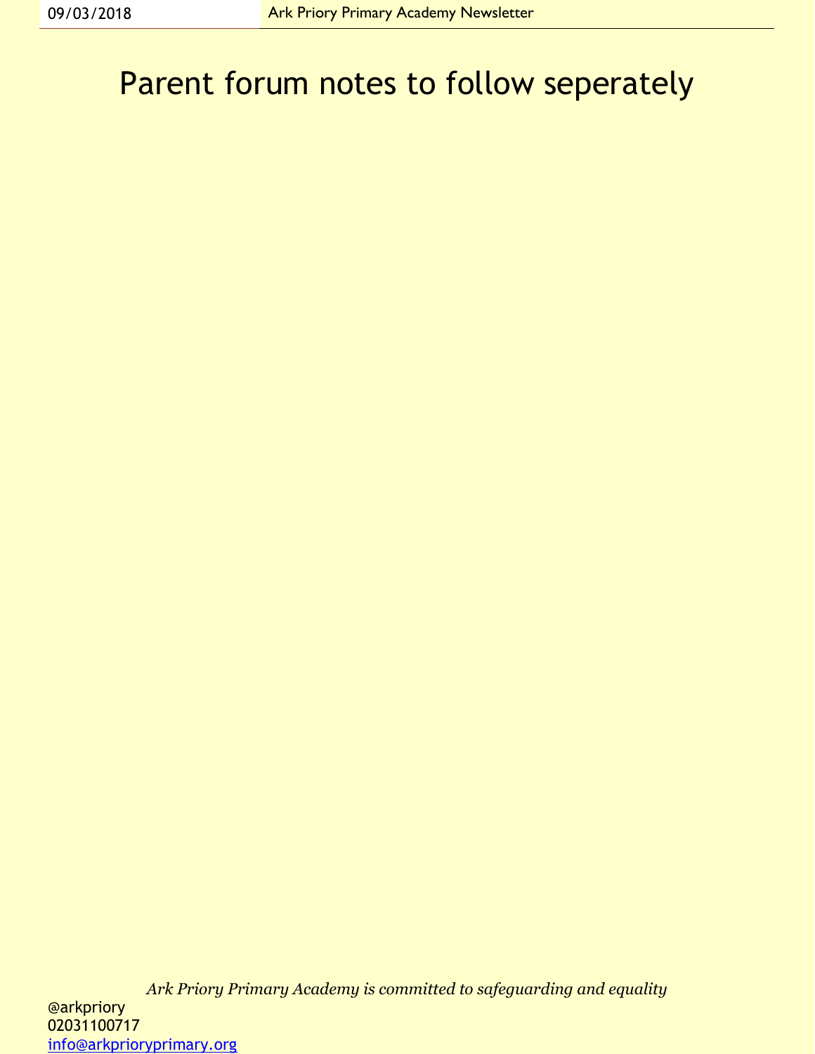# Parent forum notes to follow seperately

*Ark Priory Primary Academy is committed to safeguarding and equality*

@arkpriory
02031100717
info@arkprioryprimary.org